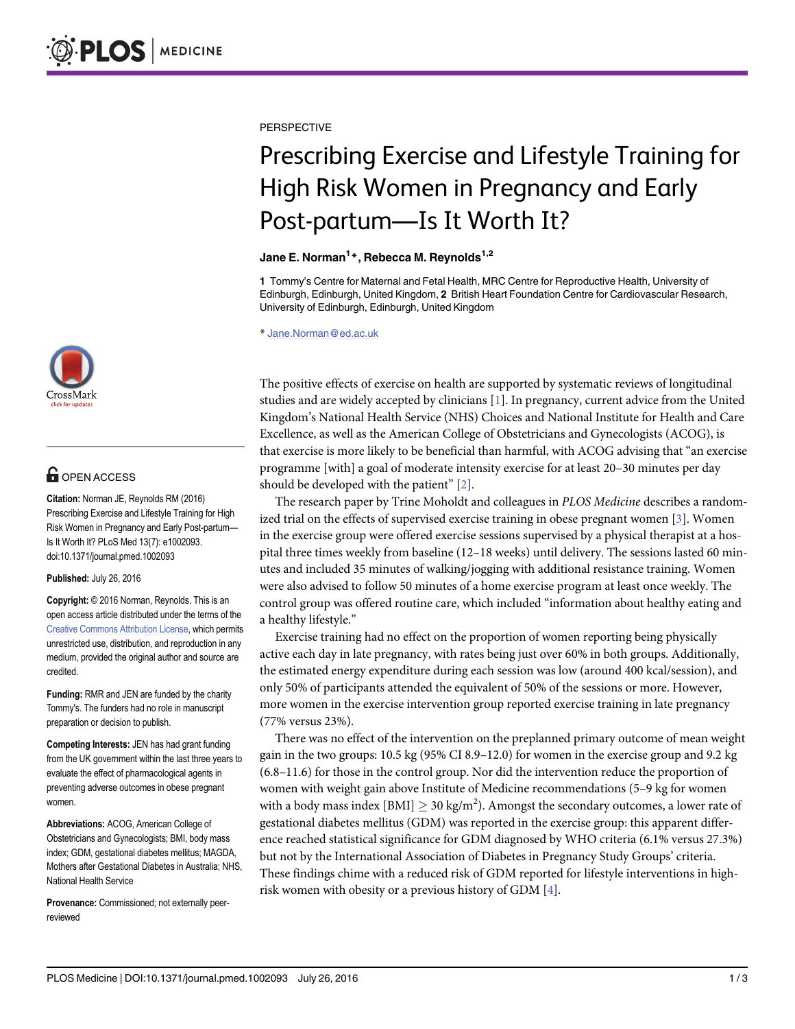PERSPECTIVE

# Prescribing Exercise and Lifestyle Training for High Risk Women in Pregnancy and Early Post-partum—Is It Worth It?

**Jane E. Norman[1]*, Rebecca M. Reynolds[1,2]**

**1** Tommy's Centre for Maternal and Fetal Health, MRC Centre for Reproductive Health, University of Edinburgh, Edinburgh, United Kingdom, **2** British Heart Foundation Centre for Cardiovascular Research, University of Edinburgh, Edinburgh, United Kingdom

* Jane.Norman@ed.ac.uk

OPEN ACCESS

**Citation:** Norman JE, Reynolds RM (2016) Prescribing Exercise and Lifestyle Training for High Risk Women in Pregnancy and Early Post-partum—Is It Worth It? PLoS Med 13(7): e1002093. doi:10.1371/journal.pmed.1002093

**Published:** July 26, 2016

**Copyright:** © 2016 Norman, Reynolds. This is an open access article distributed under the terms of the Creative Commons Attribution License, which permits unrestricted use, distribution, and reproduction in any medium, provided the original author and source are credited.

**Funding:** RMR and JEN are funded by the charity Tommy's. The funders had no role in manuscript preparation or decision to publish.

**Competing Interests:** JEN has had grant funding from the UK government within the last three years to evaluate the effect of pharmacological agents in preventing adverse outcomes in obese pregnant women.

**Abbreviations:** ACOG, American College of Obstetricians and Gynecologists; BMI, body mass index; GDM, gestational diabetes mellitus; MAGDA, Mothers after Gestational Diabetes in Australia; NHS, National Health Service

**Provenance:** Commissioned; not externally peer-reviewed

The positive effects of exercise on health are supported by systematic reviews of longitudinal studies and are widely accepted by clinicians [1]. In pregnancy, current advice from the United Kingdom's National Health Service (NHS) Choices and National Institute for Health and Care Excellence, as well as the American College of Obstetricians and Gynecologists (ACOG), is that exercise is more likely to be beneficial than harmful, with ACOG advising that "an exercise programme [with] a goal of moderate intensity exercise for at least 20–30 minutes per day should be developed with the patient" [2].

The research paper by Trine Moholdt and colleagues in *PLOS Medicine* describes a randomized trial on the effects of supervised exercise training in obese pregnant women [3]. Women in the exercise group were offered exercise sessions supervised by a physical therapist at a hospital three times weekly from baseline (12–18 weeks) until delivery. The sessions lasted 60 minutes and included 35 minutes of walking/jogging with additional resistance training. Women were also advised to follow 50 minutes of a home exercise program at least once weekly. The control group was offered routine care, which included "information about healthy eating and a healthy lifestyle."

Exercise training had no effect on the proportion of women reporting being physically active each day in late pregnancy, with rates being just over 60% in both groups. Additionally, the estimated energy expenditure during each session was low (around 400 kcal/session), and only 50% of participants attended the equivalent of 50% of the sessions or more. However, more women in the exercise intervention group reported exercise training in late pregnancy (77% versus 23%).

There was no effect of the intervention on the preplanned primary outcome of mean weight gain in the two groups: 10.5 kg (95% CI 8.9–12.0) for women in the exercise group and 9.2 kg (6.8–11.6) for those in the control group. Nor did the intervention reduce the proportion of women with weight gain above Institute of Medicine recommendations (5–9 kg for women with a body mass index [BMI] $\geq$ 30 kg/m$^2$). Amongst the secondary outcomes, a lower rate of gestational diabetes mellitus (GDM) was reported in the exercise group: this apparent difference reached statistical significance for GDM diagnosed by WHO criteria (6.1% versus 27.3%) but not by the International Association of Diabetes in Pregnancy Study Groups' criteria. These findings chime with a reduced risk of GDM reported for lifestyle interventions in high-risk women with obesity or a previous history of GDM [4].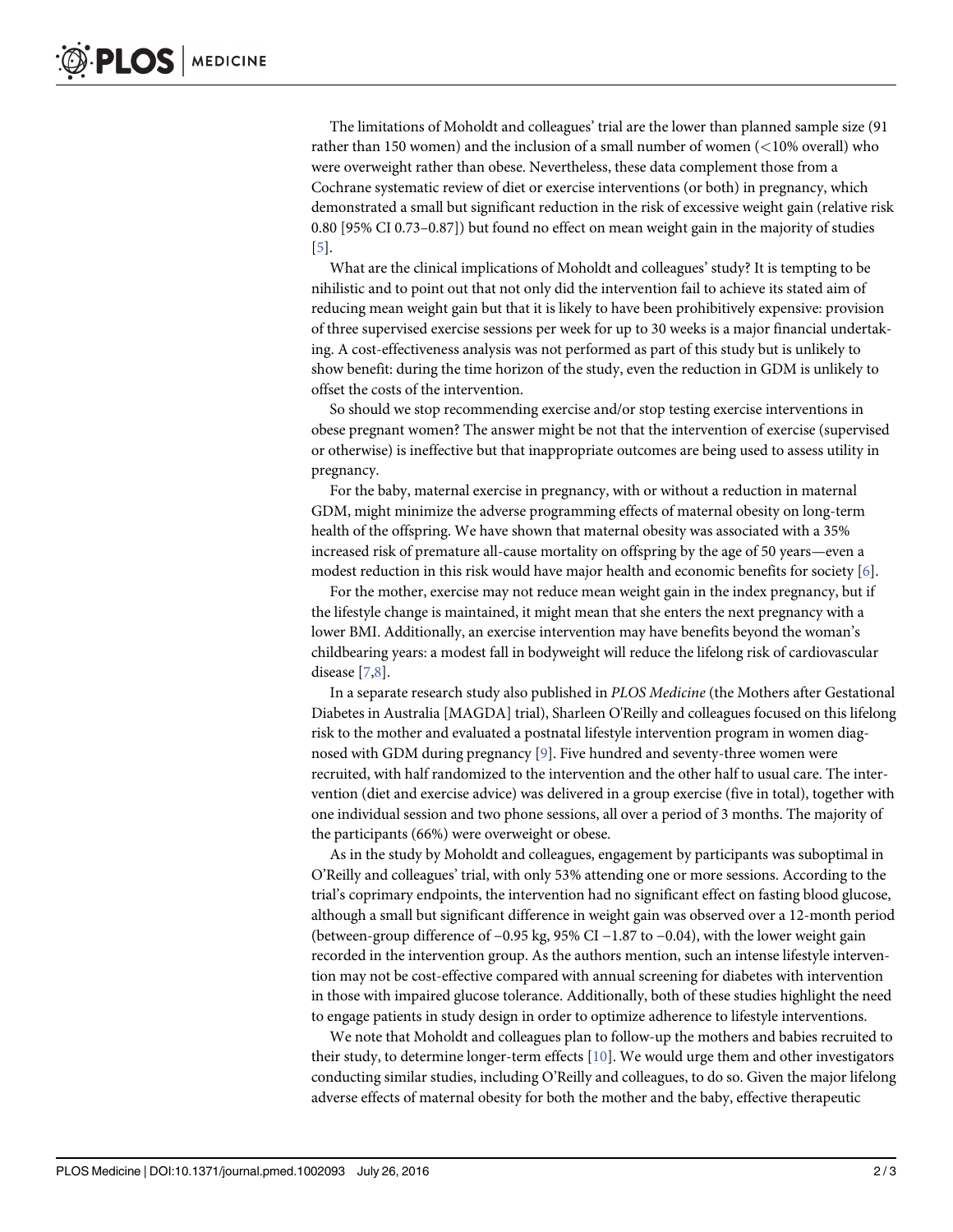The limitations of Moholdt and colleagues' trial are the lower than planned sample size (91 rather than 150 women) and the inclusion of a small number of women (<10% overall) who were overweight rather than obese. Nevertheless, these data complement those from a Cochrane systematic review of diet or exercise interventions (or both) in pregnancy, which demonstrated a small but significant reduction in the risk of excessive weight gain (relative risk 0.80 [95% CI 0.73–0.87]) but found no effect on mean weight gain in the majority of studies [5].

What are the clinical implications of Moholdt and colleagues' study? It is tempting to be nihilistic and to point out that not only did the intervention fail to achieve its stated aim of reducing mean weight gain but that it is likely to have been prohibitively expensive: provision of three supervised exercise sessions per week for up to 30 weeks is a major financial undertaking. A cost-effectiveness analysis was not performed as part of this study but is unlikely to show benefit: during the time horizon of the study, even the reduction in GDM is unlikely to offset the costs of the intervention.

So should we stop recommending exercise and/or stop testing exercise interventions in obese pregnant women? The answer might be not that the intervention of exercise (supervised or otherwise) is ineffective but that inappropriate outcomes are being used to assess utility in pregnancy.

For the baby, maternal exercise in pregnancy, with or without a reduction in maternal GDM, might minimize the adverse programming effects of maternal obesity on long-term health of the offspring. We have shown that maternal obesity was associated with a 35% increased risk of premature all-cause mortality on offspring by the age of 50 years—even a modest reduction in this risk would have major health and economic benefits for society [6].

For the mother, exercise may not reduce mean weight gain in the index pregnancy, but if the lifestyle change is maintained, it might mean that she enters the next pregnancy with a lower BMI. Additionally, an exercise intervention may have benefits beyond the woman's childbearing years: a modest fall in bodyweight will reduce the lifelong risk of cardiovascular disease [7,8].

In a separate research study also published in *PLOS Medicine* (the Mothers after Gestational Diabetes in Australia [MAGDA] trial), Sharleen O'Reilly and colleagues focused on this lifelong risk to the mother and evaluated a postnatal lifestyle intervention program in women diagnosed with GDM during pregnancy [9]. Five hundred and seventy-three women were recruited, with half randomized to the intervention and the other half to usual care. The intervention (diet and exercise advice) was delivered in a group exercise (five in total), together with one individual session and two phone sessions, all over a period of 3 months. The majority of the participants (66%) were overweight or obese.

As in the study by Moholdt and colleagues, engagement by participants was suboptimal in O'Reilly and colleagues' trial, with only 53% attending one or more sessions. According to the trial's coprimary endpoints, the intervention had no significant effect on fasting blood glucose, although a small but significant difference in weight gain was observed over a 12-month period (between-group difference of −0.95 kg, 95% CI −1.87 to −0.04), with the lower weight gain recorded in the intervention group. As the authors mention, such an intense lifestyle intervention may not be cost-effective compared with annual screening for diabetes with intervention in those with impaired glucose tolerance. Additionally, both of these studies highlight the need to engage patients in study design in order to optimize adherence to lifestyle interventions.

We note that Moholdt and colleagues plan to follow-up the mothers and babies recruited to their study, to determine longer-term effects [10]. We would urge them and other investigators conducting similar studies, including O'Reilly and colleagues, to do so. Given the major lifelong adverse effects of maternal obesity for both the mother and the baby, effective therapeutic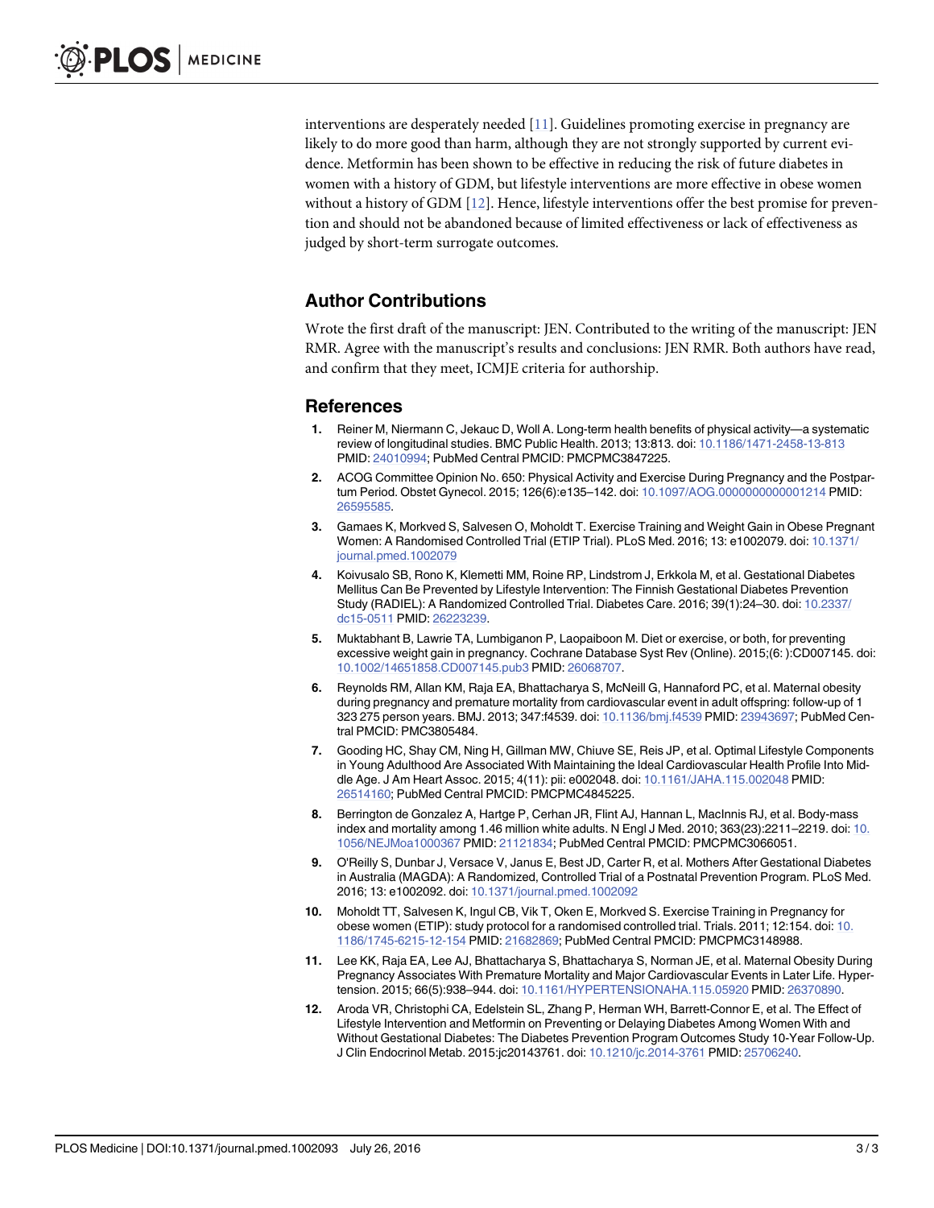interventions are desperately needed [11]. Guidelines promoting exercise in pregnancy are likely to do more good than harm, although they are not strongly supported by current evidence. Metformin has been shown to be effective in reducing the risk of future diabetes in women with a history of GDM, but lifestyle interventions are more effective in obese women without a history of GDM [12]. Hence, lifestyle interventions offer the best promise for prevention and should not be abandoned because of limited effectiveness or lack of effectiveness as judged by short-term surrogate outcomes.

## Author Contributions

Wrote the first draft of the manuscript: JEN. Contributed to the writing of the manuscript: JEN RMR. Agree with the manuscript's results and conclusions: JEN RMR. Both authors have read, and confirm that they meet, ICMJE criteria for authorship.

## References

1. Reiner M, Niermann C, Jekauc D, Woll A. Long-term health benefits of physical activity—a systematic review of longitudinal studies. BMC Public Health. 2013; 13:813. doi: 10.1186/1471-2458-13-813 PMID: 24010994; PubMed Central PMCID: PMCPMC3847225.
2. ACOG Committee Opinion No. 650: Physical Activity and Exercise During Pregnancy and the Postpartum Period. Obstet Gynecol. 2015; 126(6):e135–142. doi: 10.1097/AOG.0000000000001214 PMID: 26595585.
3. Gamaes K, Morkved S, Salvesen O, Moholdt T. Exercise Training and Weight Gain in Obese Pregnant Women: A Randomised Controlled Trial (ETIP Trial). PLoS Med. 2016; 13: e1002079. doi: 10.1371/journal.pmed.1002079
4. Koivusalo SB, Rono K, Klemetti MM, Roine RP, Lindstrom J, Erkkola M, et al. Gestational Diabetes Mellitus Can Be Prevented by Lifestyle Intervention: The Finnish Gestational Diabetes Prevention Study (RADIEL): A Randomized Controlled Trial. Diabetes Care. 2016; 39(1):24–30. doi: 10.2337/dc15-0511 PMID: 26223239.
5. Muktabhant B, Lawrie TA, Lumbiganon P, Laopaiboon M. Diet or exercise, or both, for preventing excessive weight gain in pregnancy. Cochrane Database Syst Rev (Online). 2015;(6: ):CD007145. doi: 10.1002/14651858.CD007145.pub3 PMID: 26068707.
6. Reynolds RM, Allan KM, Raja EA, Bhattacharya S, McNeill G, Hannaford PC, et al. Maternal obesity during pregnancy and premature mortality from cardiovascular event in adult offspring: follow-up of 1 323 275 person years. BMJ. 2013; 347:f4539. doi: 10.1136/bmj.f4539 PMID: 23943697; PubMed Central PMCID: PMC3805484.
7. Gooding HC, Shay CM, Ning H, Gillman MW, Chiuve SE, Reis JP, et al. Optimal Lifestyle Components in Young Adulthood Are Associated With Maintaining the Ideal Cardiovascular Health Profile Into Middle Age. J Am Heart Assoc. 2015; 4(11): pii: e002048. doi: 10.1161/JAHA.115.002048 PMID: 26514160; PubMed Central PMCID: PMCPMC4845225.
8. Berrington de Gonzalez A, Hartge P, Cerhan JR, Flint AJ, Hannan L, MacInnis RJ, et al. Body-mass index and mortality among 1.46 million white adults. N Engl J Med. 2010; 363(23):2211–2219. doi: 10.1056/NEJMoa1000367 PMID: 21121834; PubMed Central PMCID: PMCPMC3066051.
9. O'Reilly S, Dunbar J, Versace V, Janus E, Best JD, Carter R, et al. Mothers After Gestational Diabetes in Australia (MAGDA): A Randomized, Controlled Trial of a Postnatal Prevention Program. PLoS Med. 2016; 13: e1002092. doi: 10.1371/journal.pmed.1002092
10. Moholdt TT, Salvesen K, Ingul CB, Vik T, Oken E, Morkved S. Exercise Training in Pregnancy for obese women (ETIP): study protocol for a randomised controlled trial. Trials. 2011; 12:154. doi: 10.1186/1745-6215-12-154 PMID: 21682869; PubMed Central PMCID: PMCPMC3148988.
11. Lee KK, Raja EA, Lee AJ, Bhattacharya S, Bhattacharya S, Norman JE, et al. Maternal Obesity During Pregnancy Associates With Premature Mortality and Major Cardiovascular Events in Later Life. Hypertension. 2015; 66(5):938–944. doi: 10.1161/HYPERTENSIONAHA.115.05920 PMID: 26370890.
12. Aroda VR, Christophi CA, Edelstein SL, Zhang P, Herman WH, Barrett-Connor E, et al. The Effect of Lifestyle Intervention and Metformin on Preventing or Delaying Diabetes Among Women With and Without Gestational Diabetes: The Diabetes Prevention Program Outcomes Study 10-Year Follow-Up. J Clin Endocrinol Metab. 2015:jc20143761. doi: 10.1210/jc.2014-3761 PMID: 25706240.